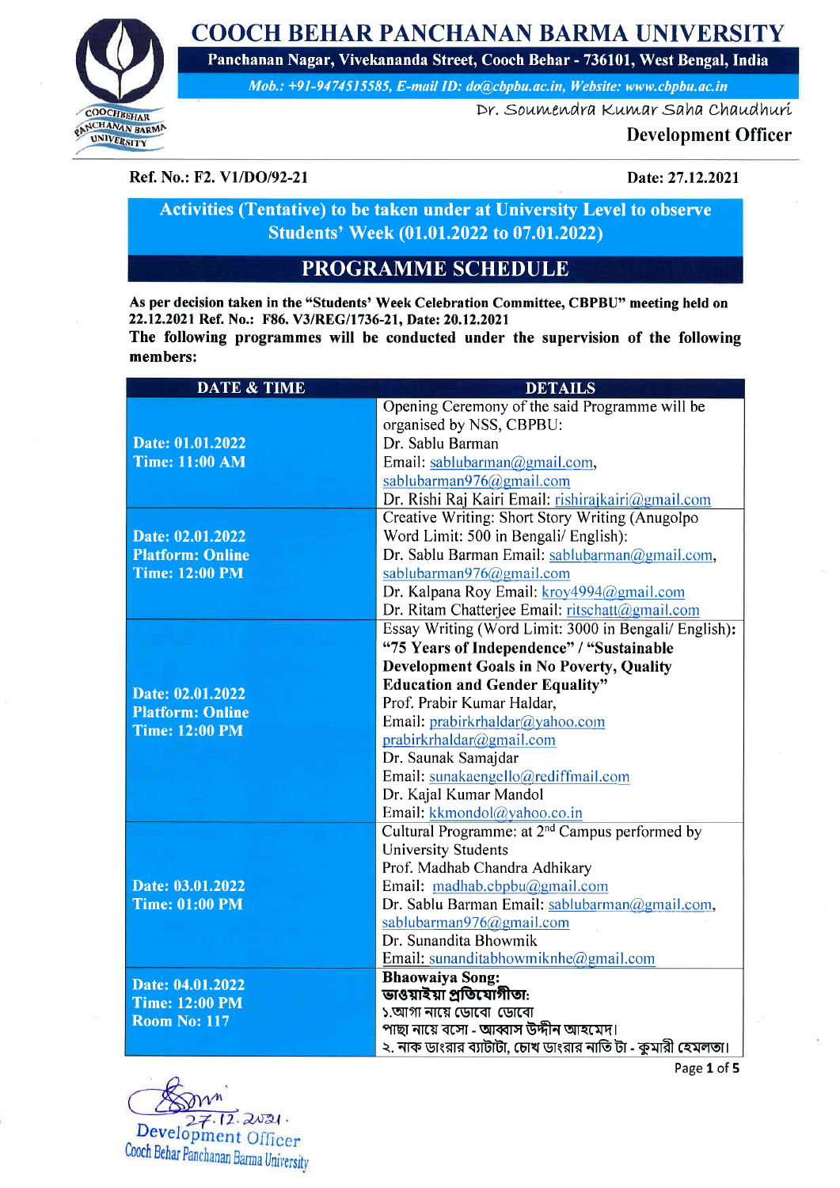# COOCH BEHAR PANCHANAN BARMA UNIVERSITY

**Panchanan Nagar, Vivekananda Street, Cooch Behar - 736101, West Bengal, India**

*Mob.: +91-9474515585, E-mail ID: do@cbpbu.ac.in, Website: www.cbpbu.ac.in*

Dr. Soumendra Kumar Saha Chaudhuri

**Development Officer**

**Ref. No.: F2. V1/DO/92-21** **Date: 27.12.2021**

## Activities (Tentative) to be taken under at University Level to observe Students' Week (01.01.2022 to 07.01.2022)

## PROGRAMME SCHEDULE

**As per decision taken in the "Students' Week Celebration Committee, CBPBU" meeting held on 22.12.2021 Ref. No.: F86. V3/REG/1736-21, Date: 20.12.2021**

**The following programmes will be conducted under the supervision of the following members:**

| DATE & TIME | DETAILS |
|---|---|
| **Date: 01.01.2022**<br>**Time: 11:00 AM** | Opening Ceremony of the said Programme will be organised by NSS, CBPBU:<br>Dr. Sablu Barman<br>Email: sablubarman@gmail.com, sablubarman976@gmail.com<br>Dr. Rishi Raj Kairi Email: rishirajkairi@gmail.com |
| **Date: 02.01.2022**<br>**Platform: Online**<br>**Time: 12:00 PM** | Creative Writing: Short Story Writing (Anugolpo Word Limit: 500 in Bengali/ English):<br>Dr. Sablu Barman Email: sablubarman@gmail.com, sablubarman976@gmail.com<br>Dr. Kalpana Roy Email: kroy4994@gmail.com<br>Dr. Ritam Chatterjee Email: ritschatt@gmail.com |
| **Date: 02.01.2022**<br>**Platform: Online**<br>**Time: 12:00 PM** | Essay Writing (Word Limit: 3000 in Bengali/ English): **"75 Years of Independence" / "Sustainable Development Goals in No Poverty, Quality Education and Gender Equality"**<br>Prof. Prabir Kumar Haldar,<br>Email: prabirkrhaldar@yahoo.com prabirkrhaldar@gmail.com<br>Dr. Saunak Samajdar<br>Email: sunakaengello@rediffmail.com<br>Dr. Kajal Kumar Mandol<br>Email: kkmondol@yahoo.co.in |
| **Date: 03.01.2022**<br>**Time: 01:00 PM** | Cultural Programme: at 2nd Campus performed by University Students<br>Prof. Madhab Chandra Adhikary<br>Email: madhab.cbpbu@gmail.com<br>Dr. Sablu Barman Email: sablubarman@gmail.com, sablubarman976@gmail.com<br>Dr. Sunandita Bhowmik<br>Email: sunanditabhowmiknhe@gmail.com |
| **Date: 04.01.2022**<br>**Time: 12:00 PM**<br>**Room No: 117** | **Bhaowaiya Song:**<br>**ভাওয়াইয়া প্রতিযোগীতা:**<br>১.আগা নায়ে ডোবো ডোবো<br>পাছা নায়ে বসো - আব্বাস উদ্দীন আহমেদ।<br>২. নাক ডাংরার ব্যাটাটা, চোখ ডাংরার নাতি টা - কুমারী হেমলতা। |

27.12.2021
Development Officer
Cooch Behar Panchanan Barma University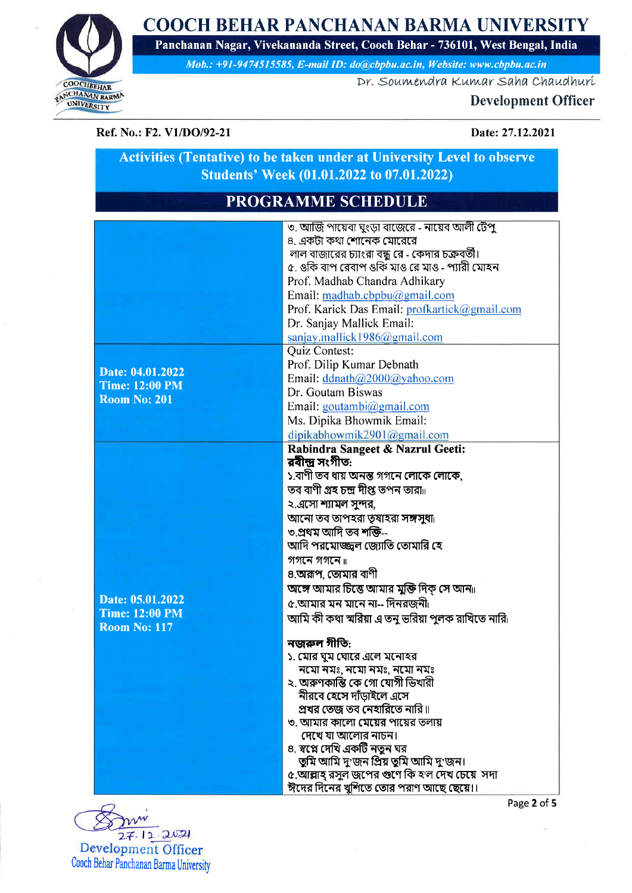# COOCH BEHAR PANCHANAN BARMA UNIVERSITY

**Panchanan Nagar, Vivekananda Street, Cooch Behar - 736101, West Bengal, India**

*Mob.: +91-9474515585, E-mail ID: do@cbpbu.ac.in, Website: www.cbpbu.ac.in*

Dr. Soumendra Kumar Saha Chaudhuri

**Development Officer**

**Ref. No.: F2. V1/DO/92-21** **Date: 27.12.2021**

## Activities (Tentative) to be taken under at University Level to observe Students' Week (01.01.2022 to 07.01.2022)

## PROGRAMME SCHEDULE

| | |
|---|---|
| | ৩. আজি পায়েবা ঘুংড়া বাজেরে - নায়েব আলী টেপু<br>৪. একটা কথা শোনেক মোরেরে<br>লাল বাজারের চ্যাংরা বন্ধু রে - কেদার চক্রবর্তী।<br>৫. ওকি বাপ রেবাপ ওকি মাও রে মাও - প্যারী মোহন<br>Prof. Madhab Chandra Adhikary<br>Email: madhab.cbpbu@gmail.com<br>Prof. Karick Das Email: profkartick@gmail.com<br>Dr. Sanjay Mallick Email:<br>sanjay.mallick1986@gmail.com |
| **Date: 04.01.2022**<br>**Time: 12:00 PM**<br>**Room No: 201** | Quiz Contest:<br>Prof. Dilip Kumar Debnath<br>Email: ddnath@2000@yahoo.com<br>Dr. Goutam Biswas<br>Email: goutambi@gmail.com<br>Ms. Dipika Bhowmik Email:<br>dipikabhowmik2901@gmail.com |
| **Date: 05.01.2022**<br>**Time: 12:00 PM**<br>**Room No: 117** | **Rabindra Sangeet & Nazrul Geeti:**<br>**রবীন্দ্র সংগীত:**<br>১.বাণী তব ধায় অনন্ত গগনে লোকে লোকে,<br>তব বাণী গ্রহ চন্দ্র দীপ্ত তপন তারা৷৷<br>২.এসো শ্যামল সুন্দর,<br>আনো তব তাপহরা তৃষাহরা সঙ্গসুধা৷<br>৩.প্রথম আদি তব শক্তি--<br>আদি পরমোজ্জ্বল জ্যোতি তোমারি হে<br>গগনে গগনে ৷৷<br>৪.অরূপ, তোমার বাণী<br>অঙ্গে আমার চিত্তে আমার মুক্তি দিক্‌ সে আন৷৷<br>৫.আমার মন মানে না-- দিনরজনী৷<br>আমি কী কথা স্মরিয়া এ তনু ভরিয়া পুলক রাখিতে নারি৷<br><br>**নজরুল গীতি:**<br>১. মোর ঘুম ঘোরে এলে মনোহর<br>নমো নমঃ, নমো নমঃ, নমো নমঃ<br>২. অরুণকান্তি কে গো যোগী ভিখারী<br>নীরবে হেসে দাঁড়াইলে এসে<br>প্রখর তেজ তব নেহারিতে নারি ৷৷<br>৩. আমার কালো মেয়ের পায়ের তলায়<br>দেখে যা আলোর নাচন।<br>৪. স্বপ্নে দেখি একটি নতুন ঘর<br>তুমি আমি দু'জন প্রিয় তুমি আমি দু'জন।<br>৫.আল্লাহ্ রসুল জপের গুণে কি হ'ল দেখ চেয়ে সদা<br>ঈদের দিনের খুশিতে তোর পরাণ আছে ছেয়ে।। |

27.12.2021
Development Officer
Cooch Behar Panchanan Barma University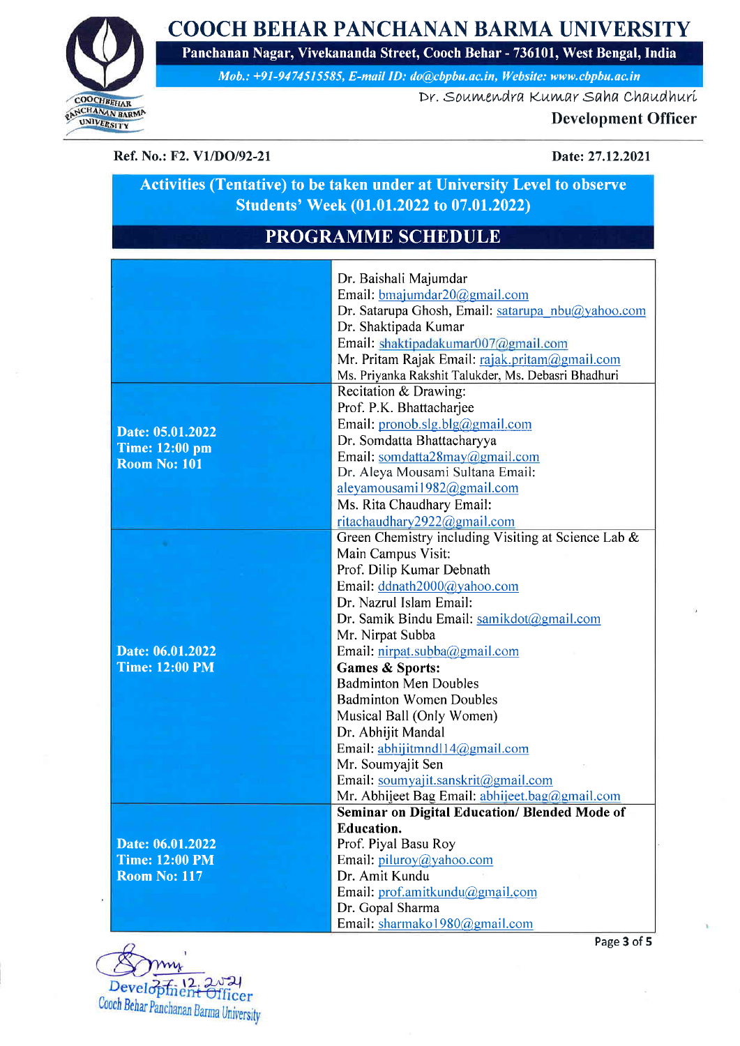# COOCH BEHAR PANCHANAN BARMA UNIVERSITY

**Panchanan Nagar, Vivekananda Street, Cooch Behar - 736101, West Bengal, India**

*Mob.: +91-9474515585, E-mail ID: do@cbpbu.ac.in, Website: www.cbpbu.ac.in*

Dr. Soumendra Kumar Saha Chaudhuri

**Development Officer**

**Ref. No.: F2. V1/DO/92-21** **Date: 27.12.2021**

## Activities (Tentative) to be taken under at University Level to observe Students' Week (01.01.2022 to 07.01.2022)

## PROGRAMME SCHEDULE

| | |
|---|---|
| | Dr. Baishali Majumdar<br>Email: bmajumdar20@gmail.com<br>Dr. Satarupa Ghosh, Email: satarupa_nbu@yahoo.com<br>Dr. Shaktipada Kumar<br>Email: shaktipadakumar007@gmail.com<br>Mr. Pritam Rajak Email: rajak.pritam@gmail.com<br>Ms. Priyanka Rakshit Talukder, Ms. Debasri Bhadhuri |
| **Date: 05.01.2022**<br>**Time: 12:00 pm**<br>**Room No: 101** | Recitation & Drawing:<br>Prof. P.K. Bhattacharjee<br>Email: pronob.slg.blg@gmail.com<br>Dr. Somdatta Bhattacharyya<br>Email: somdatta28may@gmail.com<br>Dr. Aleya Mousami Sultana Email:<br>aleyamousami1982@gmail.com<br>Ms. Rita Chaudhary Email:<br>ritachaudhary2922@gmail.com |
| **Date: 06.01.2022**<br>**Time: 12:00 PM** | Green Chemistry including Visiting at Science Lab & Main Campus Visit:<br>Prof. Dilip Kumar Debnath<br>Email: ddnath2000@yahoo.com<br>Dr. Nazrul Islam Email:<br>Dr. Samik Bindu Email: samikdot@gmail.com<br>Mr. Nirpat Subba<br>Email: nirpat.subba@gmail.com<br>**Games & Sports:**<br>Badminton Men Doubles<br>Badminton Women Doubles<br>Musical Ball (Only Women)<br>Dr. Abhijit Mandal<br>Email: abhijitmndl14@gmail.com<br>Mr. Soumyajit Sen<br>Email: soumyajit.sanskrit@gmail.com<br>Mr. Abhijeet Bag Email: abhijeet.bag@gmail.com |
| **Date: 06.01.2022**<br>**Time: 12:00 PM**<br>**Room No: 117** | **Seminar on Digital Education/ Blended Mode of Education.**<br>Prof. Piyal Basu Roy<br>Email: piluroy@yahoo.com<br>Dr. Amit Kundu<br>Email: prof.amitkundu@gmail.com<br>Dr. Gopal Sharma<br>Email: sharmako1980@gmail.com |

27.12.2021
Development Officer
Cooch Behar Panchanan Barma University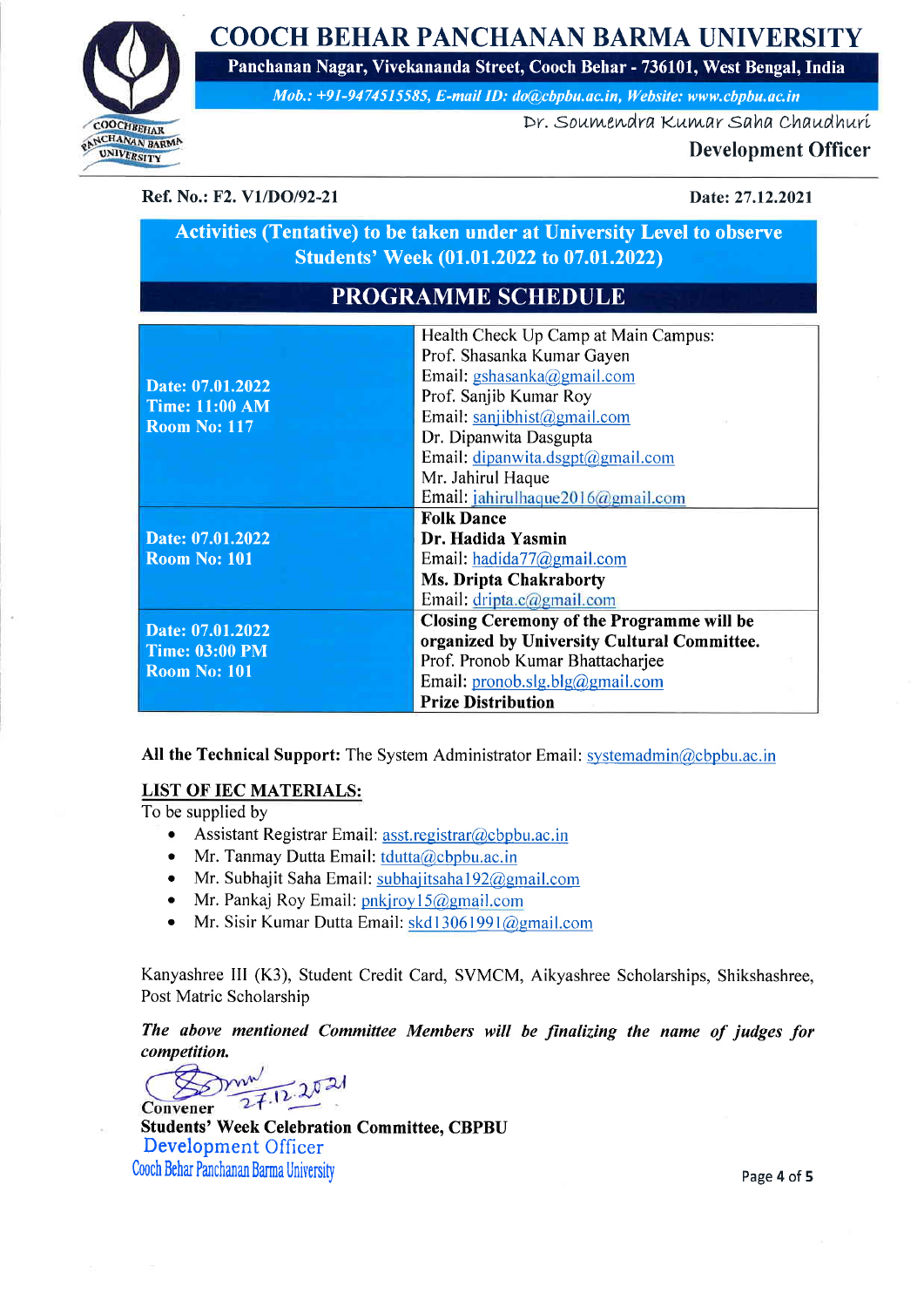# COOCH BEHAR PANCHANAN BARMA UNIVERSITY

**Panchanan Nagar, Vivekananda Street, Cooch Behar - 736101, West Bengal, India**

*Mob.: +91-9474515585, E-mail ID: do@cbpbu.ac.in, Website: www.cbpbu.ac.in*

Dr. Soumendra Kumar Saha Chaudhuri
**Development Officer**

**Ref. No.: F2. V1/DO/92-21** **Date: 27.12.2021**

## Activities (Tentative) to be taken under at University Level to observe Students' Week (01.01.2022 to 07.01.2022)

## PROGRAMME SCHEDULE

| | |
|---|---|
| **Date: 07.01.2022**<br>**Time: 11:00 AM**<br>**Room No: 117** | Health Check Up Camp at Main Campus:<br>Prof. Shasanka Kumar Gayen<br>Email: gshasanka@gmail.com<br>Prof. Sanjib Kumar Roy<br>Email: sanjibhist@gmail.com<br>Dr. Dipanwita Dasgupta<br>Email: dipanwita.dsgpt@gmail.com<br>Mr. Jahirul Haque<br>Email: jahirulhaque2016@gmail.com |
| **Date: 07.01.2022**<br>**Room No: 101** | **Folk Dance**<br>**Dr. Hadida Yasmin**<br>Email: hadida77@gmail.com<br>**Ms. Dripta Chakraborty**<br>Email: dripta.c@gmail.com |
| **Date: 07.01.2022**<br>**Time: 03:00 PM**<br>**Room No: 101** | **Closing Ceremony of the Programme will be organized by University Cultural Committee.**<br>Prof. Pronob Kumar Bhattacharjee<br>Email: pronob.slg.blg@gmail.com<br>**Prize Distribution** |

**All the Technical Support:** The System Administrator Email: systemadmin@cbpbu.ac.in

**LIST OF IEC MATERIALS:**

To be supplied by

- Assistant Registrar Email: asst.registrar@cbpbu.ac.in
- Mr. Tanmay Dutta Email: tdutta@cbpbu.ac.in
- Mr. Subhajit Saha Email: subhajitsaha192@gmail.com
- Mr. Pankaj Roy Email: pnkjroy15@gmail.com
- Mr. Sisir Kumar Dutta Email: skd13061991@gmail.com

Kanyashree III (K3), Student Credit Card, SVMCM, Aikyashree Scholarships, Shikshashree, Post Matric Scholarship

***The above mentioned Committee Members will be finalizing the name of judges for competition.***

27.12.2021

Convener
**Students' Week Celebration Committee, CBPBU**
Development Officer
Cooch Behar Panchanan Barma University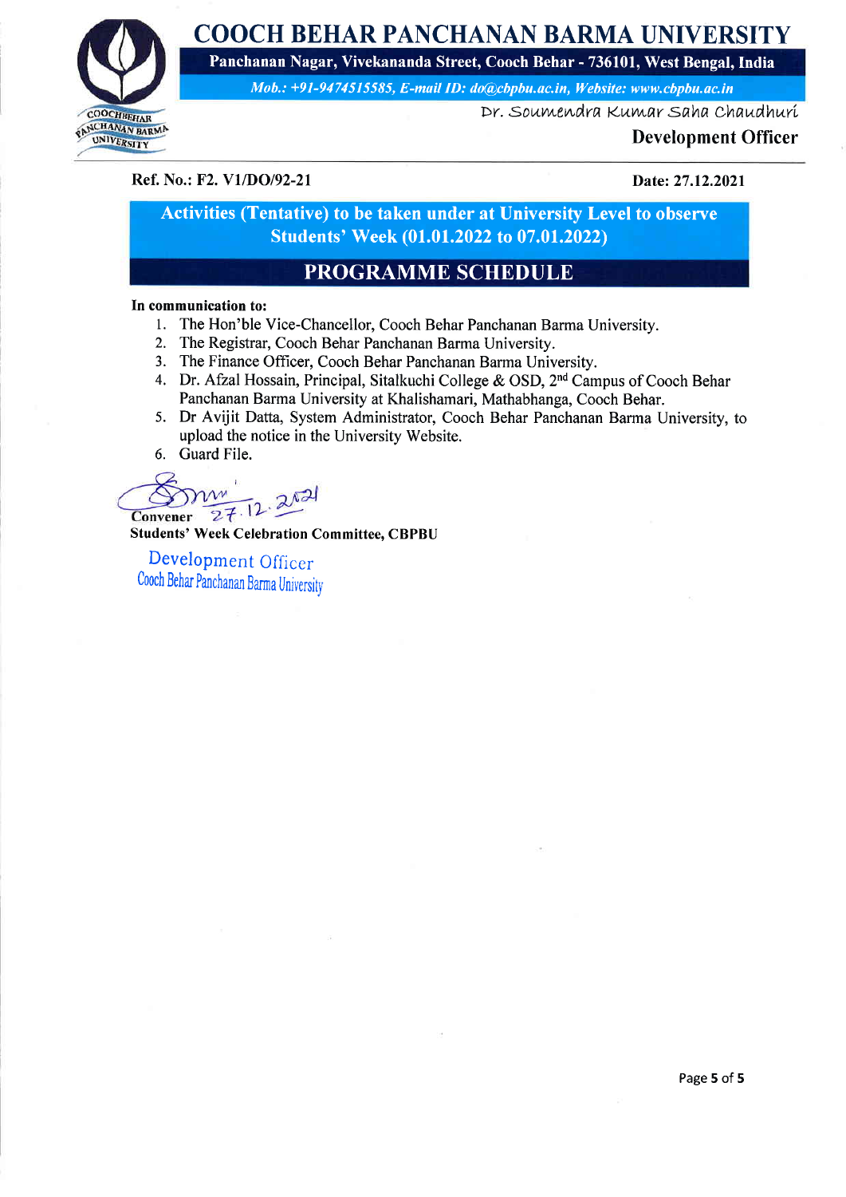# COOCH BEHAR PANCHANAN BARMA UNIVERSITY

**Panchanan Nagar, Vivekananda Street, Cooch Behar - 736101, West Bengal, India**

*Mob.: +91-9474515585, E-mail ID: do@cbpbu.ac.in, Website: www.cbpbu.ac.in*

Dr. Soumendra Kumar Saha Chaudhuri

**Development Officer**

**Ref. No.: F2. V1/DO/92-21** **Date: 27.12.2021**

## Activities (Tentative) to be taken under at University Level to observe Students' Week (01.01.2022 to 07.01.2022)

## PROGRAMME SCHEDULE

**In communication to:**

1. The Hon'ble Vice-Chancellor, Cooch Behar Panchanan Barma University.
2. The Registrar, Cooch Behar Panchanan Barma University.
3. The Finance Officer, Cooch Behar Panchanan Barma University.
4. Dr. Afzal Hossain, Principal, Sitalkuchi College & OSD, 2nd Campus of Cooch Behar Panchanan Barma University at Khalishamari, Mathabhanga, Cooch Behar.
5. Dr Avijit Datta, System Administrator, Cooch Behar Panchanan Barma University, to upload the notice in the University Website.
6. Guard File.

27.12.2021

**Convener**

**Students' Week Celebration Committee, CBPBU**

Development Officer
Cooch Behar Panchanan Barma University